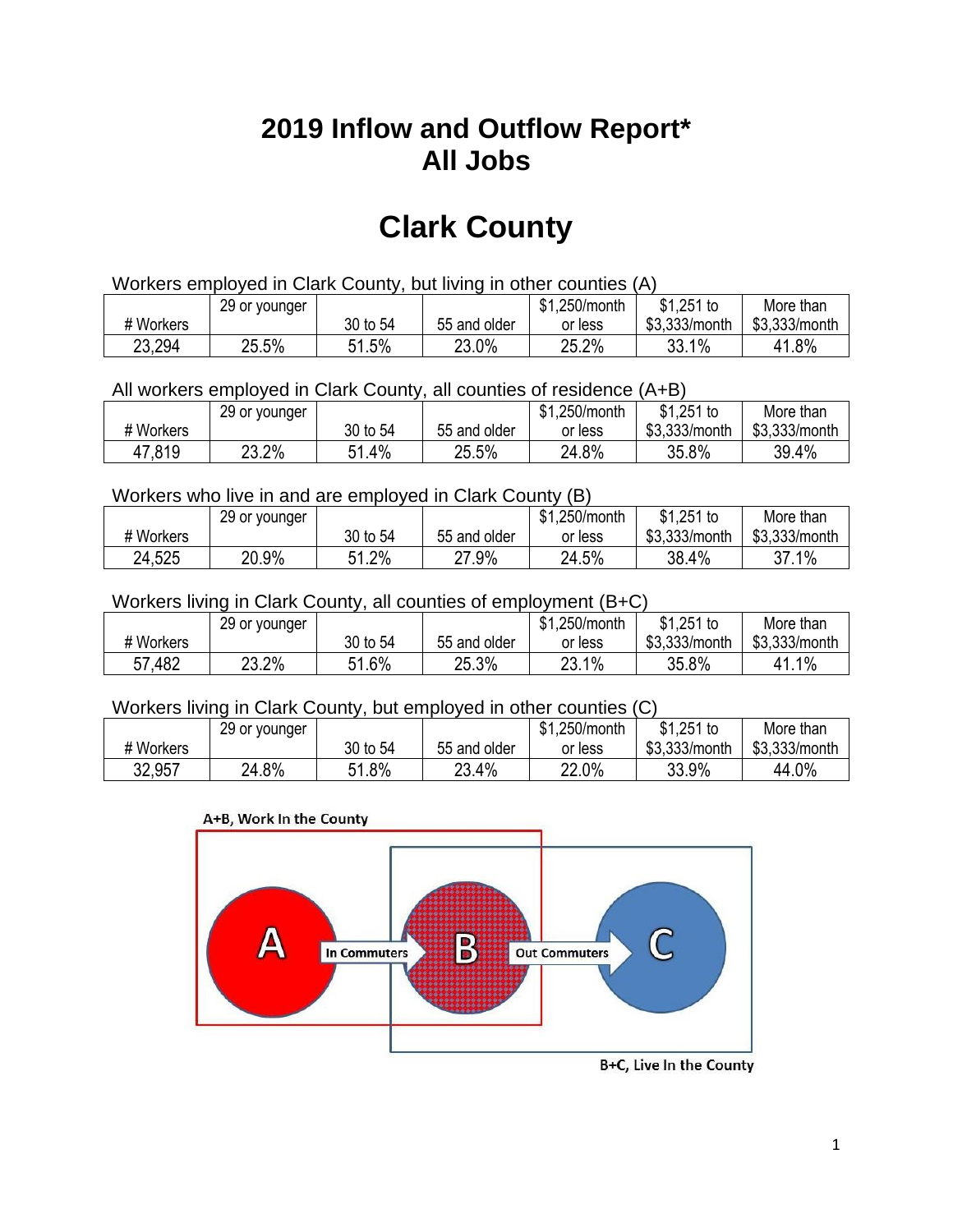# 2019 Inflow and Outflow Report*
# All Jobs

# Clark County

Workers employed in Clark County, but living in other counties (A)

| # Workers | 29 or younger | 30 to 54 | 55 and older | $1,250/month or less | $1,251 to $3,333/month | More than $3,333/month |
|---|---|---|---|---|---|---|
| 23,294 | 25.5% | 51.5% | 23.0% | 25.2% | 33.1% | 41.8% |

All workers employed in Clark County, all counties of residence (A+B)

| # Workers | 29 or younger | 30 to 54 | 55 and older | $1,250/month or less | $1,251 to $3,333/month | More than $3,333/month |
|---|---|---|---|---|---|---|
| 47,819 | 23.2% | 51.4% | 25.5% | 24.8% | 35.8% | 39.4% |

Workers who live in and are employed in Clark County (B)

| # Workers | 29 or younger | 30 to 54 | 55 and older | $1,250/month or less | $1,251 to $3,333/month | More than $3,333/month |
|---|---|---|---|---|---|---|
| 24,525 | 20.9% | 51.2% | 27.9% | 24.5% | 38.4% | 37.1% |

Workers living in Clark County, all counties of employment (B+C)

| # Workers | 29 or younger | 30 to 54 | 55 and older | $1,250/month or less | $1,251 to $3,333/month | More than $3,333/month |
|---|---|---|---|---|---|---|
| 57,482 | 23.2% | 51.6% | 25.3% | 23.1% | 35.8% | 41.1% |

Workers living in Clark County, but employed in other counties (C)

| # Workers | 29 or younger | 30 to 54 | 55 and older | $1,250/month or less | $1,251 to $3,333/month | More than $3,333/month |
|---|---|---|---|---|---|---|
| 32,957 | 24.8% | 51.8% | 23.4% | 22.0% | 33.9% | 44.0% |

A+B, Work In the County

A → In Commuters → B → Out Commuters → C

B+C, Live In the County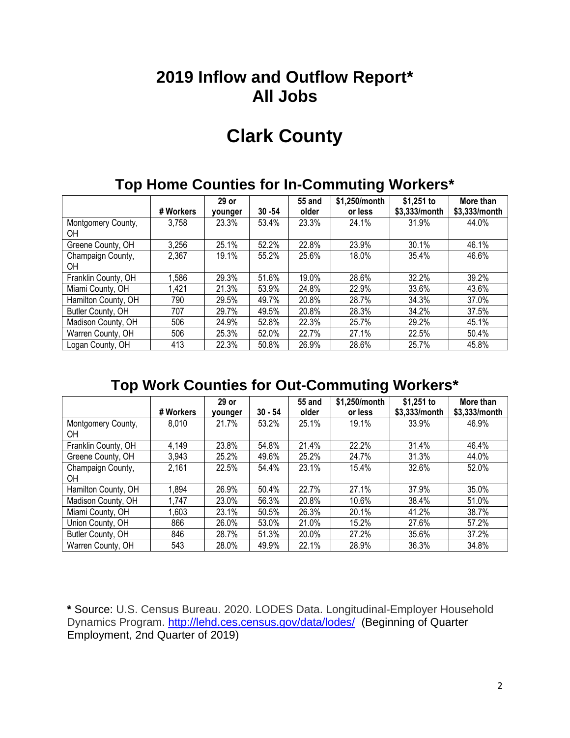# 2019 Inflow and Outflow Report*
# All Jobs

# Clark County

## Top Home Counties for In-Commuting Workers*

| | # Workers | 29 or younger | 30 -54 | 55 and older | $1,250/month or less | $1,251 to $3,333/month | More than $3,333/month |
|---|---|---|---|---|---|---|---|
| Montgomery County, OH | 3,758 | 23.3% | 53.4% | 23.3% | 24.1% | 31.9% | 44.0% |
| Greene County, OH | 3,256 | 25.1% | 52.2% | 22.8% | 23.9% | 30.1% | 46.1% |
| Champaign County, OH | 2,367 | 19.1% | 55.2% | 25.6% | 18.0% | 35.4% | 46.6% |
| Franklin County, OH | 1,586 | 29.3% | 51.6% | 19.0% | 28.6% | 32.2% | 39.2% |
| Miami County, OH | 1,421 | 21.3% | 53.9% | 24.8% | 22.9% | 33.6% | 43.6% |
| Hamilton County, OH | 790 | 29.5% | 49.7% | 20.8% | 28.7% | 34.3% | 37.0% |
| Butler County, OH | 707 | 29.7% | 49.5% | 20.8% | 28.3% | 34.2% | 37.5% |
| Madison County, OH | 506 | 24.9% | 52.8% | 22.3% | 25.7% | 29.2% | 45.1% |
| Warren County, OH | 506 | 25.3% | 52.0% | 22.7% | 27.1% | 22.5% | 50.4% |
| Logan County, OH | 413 | 22.3% | 50.8% | 26.9% | 28.6% | 25.7% | 45.8% |

## Top Work Counties for Out-Commuting Workers*

| | # Workers | 29 or younger | 30 - 54 | 55 and older | $1,250/month or less | $1,251 to $3,333/month | More than $3,333/month |
|---|---|---|---|---|---|---|---|
| Montgomery County, OH | 8,010 | 21.7% | 53.2% | 25.1% | 19.1% | 33.9% | 46.9% |
| Franklin County, OH | 4,149 | 23.8% | 54.8% | 21.4% | 22.2% | 31.4% | 46.4% |
| Greene County, OH | 3,943 | 25.2% | 49.6% | 25.2% | 24.7% | 31.3% | 44.0% |
| Champaign County, OH | 2,161 | 22.5% | 54.4% | 23.1% | 15.4% | 32.6% | 52.0% |
| Hamilton County, OH | 1,894 | 26.9% | 50.4% | 22.7% | 27.1% | 37.9% | 35.0% |
| Madison County, OH | 1,747 | 23.0% | 56.3% | 20.8% | 10.6% | 38.4% | 51.0% |
| Miami County, OH | 1,603 | 23.1% | 50.5% | 26.3% | 20.1% | 41.2% | 38.7% |
| Union County, OH | 866 | 26.0% | 53.0% | 21.0% | 15.2% | 27.6% | 57.2% |
| Butler County, OH | 846 | 28.7% | 51.3% | 20.0% | 27.2% | 35.6% | 37.2% |
| Warren County, OH | 543 | 28.0% | 49.9% | 22.1% | 28.9% | 36.3% | 34.8% |

**\*** Source: U.S. Census Bureau. 2020. LODES Data. Longitudinal-Employer Household Dynamics Program. http://lehd.ces.census.gov/data/lodes/ (Beginning of Quarter Employment, 2nd Quarter of 2019)